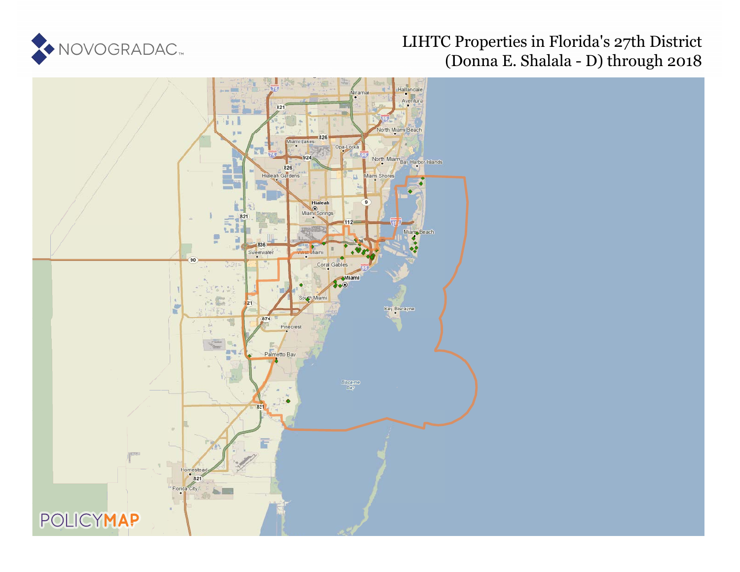NOVOGRADAC

# LIHTC Properties in Florida's 27th District (Donna E. Shalala - D) through 2018

POLICYMAP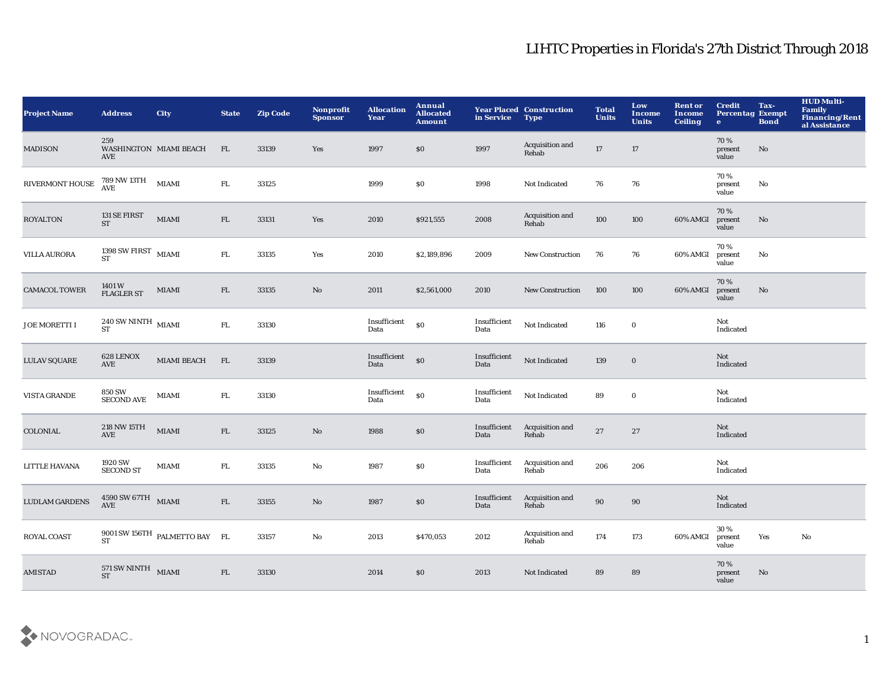# LIHTC Properties in Florida's 27th District Through 2018

| Project Name | Address | City | State | Zip Code | Nonprofit Sponsor | Allocation Year | Annual Allocated Amount | Year Placed in Service | Construction Type | Total Units | Low Income Units | Rent or Income Ceiling | Credit Percentage | Tax-Exempt Bond | HUD Multi-Family Financing/Rental Assistance |
|---|---|---|---|---|---|---|---|---|---|---|---|---|---|---|---|
| MADISON | 259 WASHINGTON AVE | MIAMI BEACH | FL | 33139 | Yes | 1997 | $0 | 1997 | Acquisition and Rehab | 17 | 17 | | 70 % present value | No | |
| RIVERMONT HOUSE | 789 NW 13TH AVE | MIAMI | FL | 33125 | | 1999 | $0 | 1998 | Not Indicated | 76 | 76 | | 70 % present value | No | |
| ROYALTON | 131 SE FIRST ST | MIAMI | FL | 33131 | Yes | 2010 | $921,555 | 2008 | Acquisition and Rehab | 100 | 100 | 60% AMGI | 70 % present value | No | |
| VILLA AURORA | 1398 SW FIRST ST | MIAMI | FL | 33135 | Yes | 2010 | $2,189,896 | 2009 | New Construction | 76 | 76 | 60% AMGI | 70 % present value | No | |
| CAMACOL TOWER | 1401 W FLAGLER ST | MIAMI | FL | 33135 | No | 2011 | $2,561,000 | 2010 | New Construction | 100 | 100 | 60% AMGI | 70 % present value | No | |
| JOE MORETTI I | 240 SW NINTH ST | MIAMI | FL | 33130 | | Insufficient Data | $0 | Insufficient Data | Not Indicated | 116 | 0 | | Not Indicated | | |
| LULAV SQUARE | 628 LENOX AVE | MIAMI BEACH | FL | 33139 | | Insufficient Data | $0 | Insufficient Data | Not Indicated | 139 | 0 | | Not Indicated | | |
| VISTA GRANDE | 850 SW SECOND AVE | MIAMI | FL | 33130 | | Insufficient Data | $0 | Insufficient Data | Not Indicated | 89 | 0 | | Not Indicated | | |
| COLONIAL | 218 NW 15TH AVE | MIAMI | FL | 33125 | No | 1988 | $0 | Insufficient Data | Acquisition and Rehab | 27 | 27 | | Not Indicated | | |
| LITTLE HAVANA | 1920 SW SECOND ST | MIAMI | FL | 33135 | No | 1987 | $0 | Insufficient Data | Acquisition and Rehab | 206 | 206 | | Not Indicated | | |
| LUDLAM GARDENS | 4590 SW 67TH AVE | MIAMI | FL | 33155 | No | 1987 | $0 | Insufficient Data | Acquisition and Rehab | 90 | 90 | | Not Indicated | | |
| ROYAL COAST | 9001 SW 156TH ST | PALMETTO BAY | FL | 33157 | No | 2013 | $470,053 | 2012 | Acquisition and Rehab | 174 | 173 | 60% AMGI | 30 % present value | Yes | No |
| AMISTAD | 571 SW NINTH ST | MIAMI | FL | 33130 | | 2014 | $0 | 2013 | Not Indicated | 89 | 89 | | 70 % present value | No | |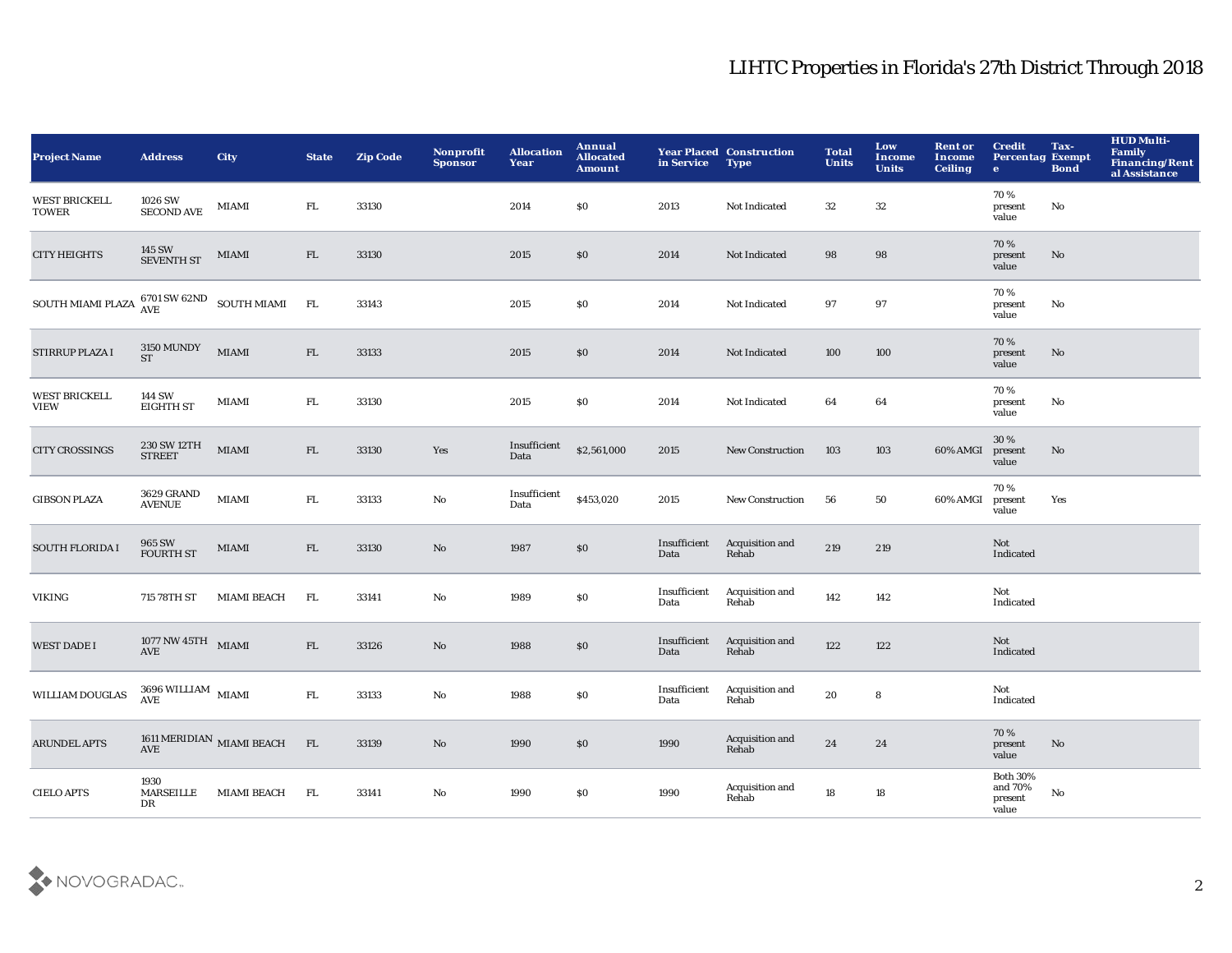# LIHTC Properties in Florida's 27th District Through 2018

| Project Name | Address | City | State | Zip Code | Nonprofit Sponsor | Allocation Year | Annual Allocated Amount | Year Placed in Service | Construction Type | Total Units | Low Income Units | Rent or Income Ceiling | Credit Percentage | Tax-Exempt Bond | HUD Multi-Family Financing/Rental Assistance |
|---|---|---|---|---|---|---|---|---|---|---|---|---|---|---|---|
| WEST BRICKELL TOWER | 1026 SW SECOND AVE | MIAMI | FL | 33130 | | 2014 | $0 | 2013 | Not Indicated | 32 | 32 | | 70 % present value | No | |
| CITY HEIGHTS | 145 SW SEVENTH ST | MIAMI | FL | 33130 | | 2015 | $0 | 2014 | Not Indicated | 98 | 98 | | 70 % present value | No | |
| SOUTH MIAMI PLAZA | 6701 SW 62ND AVE | SOUTH MIAMI | FL | 33143 | | 2015 | $0 | 2014 | Not Indicated | 97 | 97 | | 70 % present value | No | |
| STIRRUP PLAZA I | 3150 MUNDY ST | MIAMI | FL | 33133 | | 2015 | $0 | 2014 | Not Indicated | 100 | 100 | | 70 % present value | No | |
| WEST BRICKELL VIEW | 144 SW EIGHTH ST | MIAMI | FL | 33130 | | 2015 | $0 | 2014 | Not Indicated | 64 | 64 | | 70 % present value | No | |
| CITY CROSSINGS | 230 SW 12TH STREET | MIAMI | FL | 33130 | Yes | Insufficient Data | $2,561,000 | 2015 | New Construction | 103 | 103 | 60% AMGI | 30 % present value | No | |
| GIBSON PLAZA | 3629 GRAND AVENUE | MIAMI | FL | 33133 | No | Insufficient Data | $453,020 | 2015 | New Construction | 56 | 50 | 60% AMGI | 70 % present value | Yes | |
| SOUTH FLORIDA I | 965 SW FOURTH ST | MIAMI | FL | 33130 | No | 1987 | $0 | Insufficient Data | Acquisition and Rehab | 219 | 219 | | Not Indicated | | |
| VIKING | 715 78TH ST | MIAMI BEACH | FL | 33141 | No | 1989 | $0 | Insufficient Data | Acquisition and Rehab | 142 | 142 | | Not Indicated | | |
| WEST DADE I | 1077 NW 45TH AVE | MIAMI | FL | 33126 | No | 1988 | $0 | Insufficient Data | Acquisition and Rehab | 122 | 122 | | Not Indicated | | |
| WILLIAM DOUGLAS | 3696 WILLIAM AVE | MIAMI | FL | 33133 | No | 1988 | $0 | Insufficient Data | Acquisition and Rehab | 20 | 8 | | Not Indicated | | |
| ARUNDEL APTS | 1611 MERIDIAN AVE | MIAMI BEACH | FL | 33139 | No | 1990 | $0 | 1990 | Acquisition and Rehab | 24 | 24 | | 70 % present value | No | |
| CIELO APTS | 1930 MARSEILLE DR | MIAMI BEACH | FL | 33141 | No | 1990 | $0 | 1990 | Acquisition and Rehab | 18 | 18 | | Both 30% and 70% present value | No | |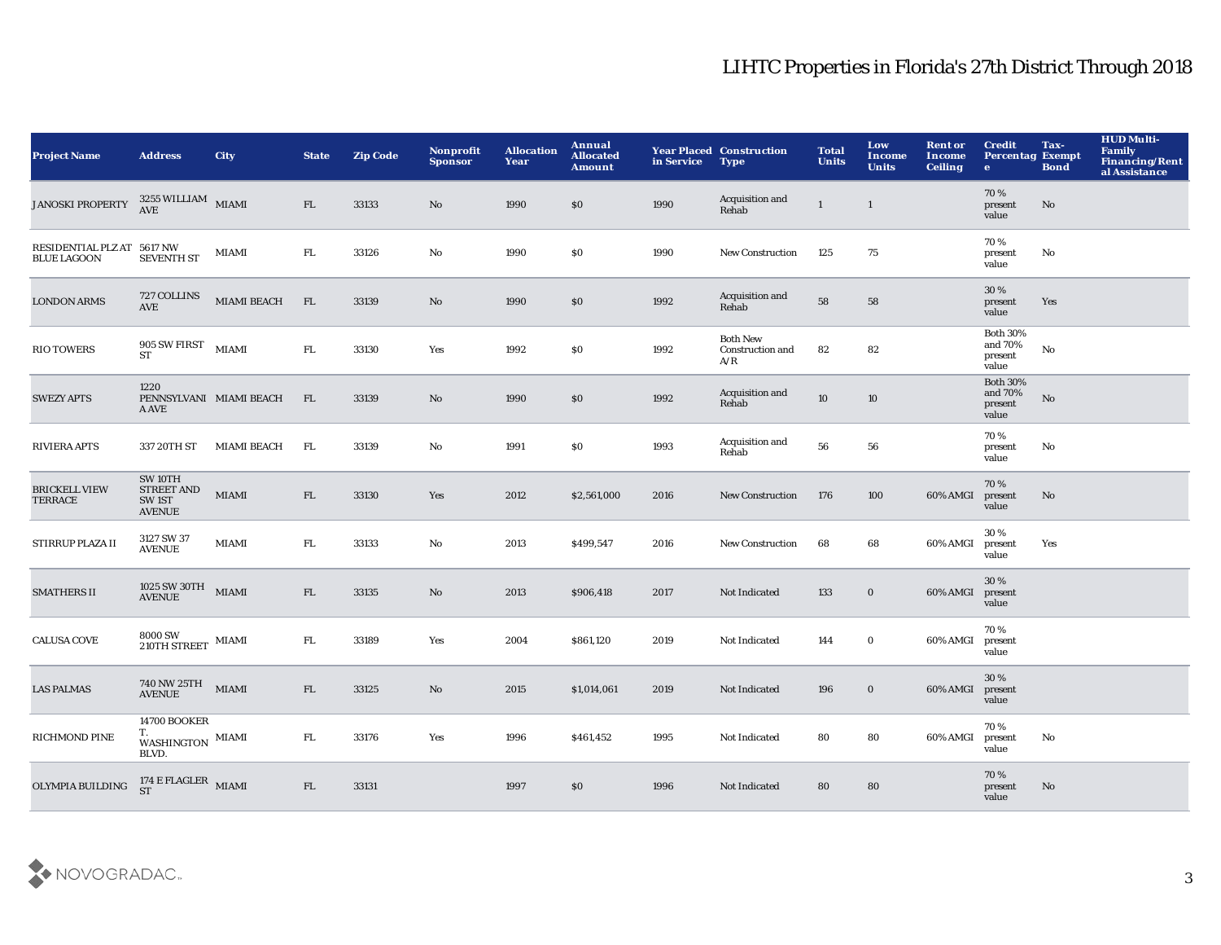# LIHTC Properties in Florida's 27th District Through 2018

| Project Name | Address | City | State | Zip Code | Nonprofit Sponsor | Allocation Year | Annual Allocated Amount | Year Placed in Service | Construction Type | Total Units | Low Income Units | Rent or Income Ceiling | Credit Percentage | Tax-Exempt Bond | HUD Multi-Family Financing/Rental Assistance |
|---|---|---|---|---|---|---|---|---|---|---|---|---|---|---|---|
| JANOSKI PROPERTY | 3255 WILLIAM AVE | MIAMI | FL | 33133 | No | 1990 | $0 | 1990 | Acquisition and Rehab | 1 | 1 | | 70 % present value | No | |
| RESIDENTIAL PLZ AT BLUE LAGOON | 5617 NW SEVENTH ST | MIAMI | FL | 33126 | No | 1990 | $0 | 1990 | New Construction | 125 | 75 | | 70 % present value | No | |
| LONDON ARMS | 727 COLLINS AVE | MIAMI BEACH | FL | 33139 | No | 1990 | $0 | 1992 | Acquisition and Rehab | 58 | 58 | | 30 % present value | Yes | |
| RIO TOWERS | 905 SW FIRST ST | MIAMI | FL | 33130 | Yes | 1992 | $0 | 1992 | Both New Construction and A/R | 82 | 82 | | Both 30% and 70% present value | No | |
| SWEZY APTS | 1220 PENNSYLVANIA AVE | MIAMI BEACH | FL | 33139 | No | 1990 | $0 | 1992 | Acquisition and Rehab | 10 | 10 | | Both 30% and 70% present value | No | |
| RIVIERA APTS | 337 20TH ST | MIAMI BEACH | FL | 33139 | No | 1991 | $0 | 1993 | Acquisition and Rehab | 56 | 56 | | 70 % present value | No | |
| BRICKELL VIEW TERRACE | SW 10TH STREET AND SW 1ST AVENUE | MIAMI | FL | 33130 | Yes | 2012 | $2,561,000 | 2016 | New Construction | 176 | 100 | 60% AMGI | 70 % present value | No | |
| STIRRUP PLAZA II | 3127 SW 37 AVENUE | MIAMI | FL | 33133 | No | 2013 | $499,547 | 2016 | New Construction | 68 | 68 | 60% AMGI | 30 % present value | Yes | |
| SMATHERS II | 1025 SW 30TH AVENUE | MIAMI | FL | 33135 | No | 2013 | $906,418 | 2017 | Not Indicated | 133 | 0 | 60% AMGI | 30 % present value | | |
| CALUSA COVE | 8000 SW 210TH STREET | MIAMI | FL | 33189 | Yes | 2004 | $861,120 | 2019 | Not Indicated | 144 | 0 | 60% AMGI | 70 % present value | | |
| LAS PALMAS | 740 NW 25TH AVENUE | MIAMI | FL | 33125 | No | 2015 | $1,014,061 | 2019 | Not Indicated | 196 | 0 | 60% AMGI | 30 % present value | | |
| RICHMOND PINE | 14700 BOOKER T. WASHINGTON BLVD. | MIAMI | FL | 33176 | Yes | 1996 | $461,452 | 1995 | Not Indicated | 80 | 80 | 60% AMGI | 70 % present value | No | |
| OLYMPIA BUILDING | 174 E FLAGLER ST | MIAMI | FL | 33131 | | 1997 | $0 | 1996 | Not Indicated | 80 | 80 | | 70 % present value | No | |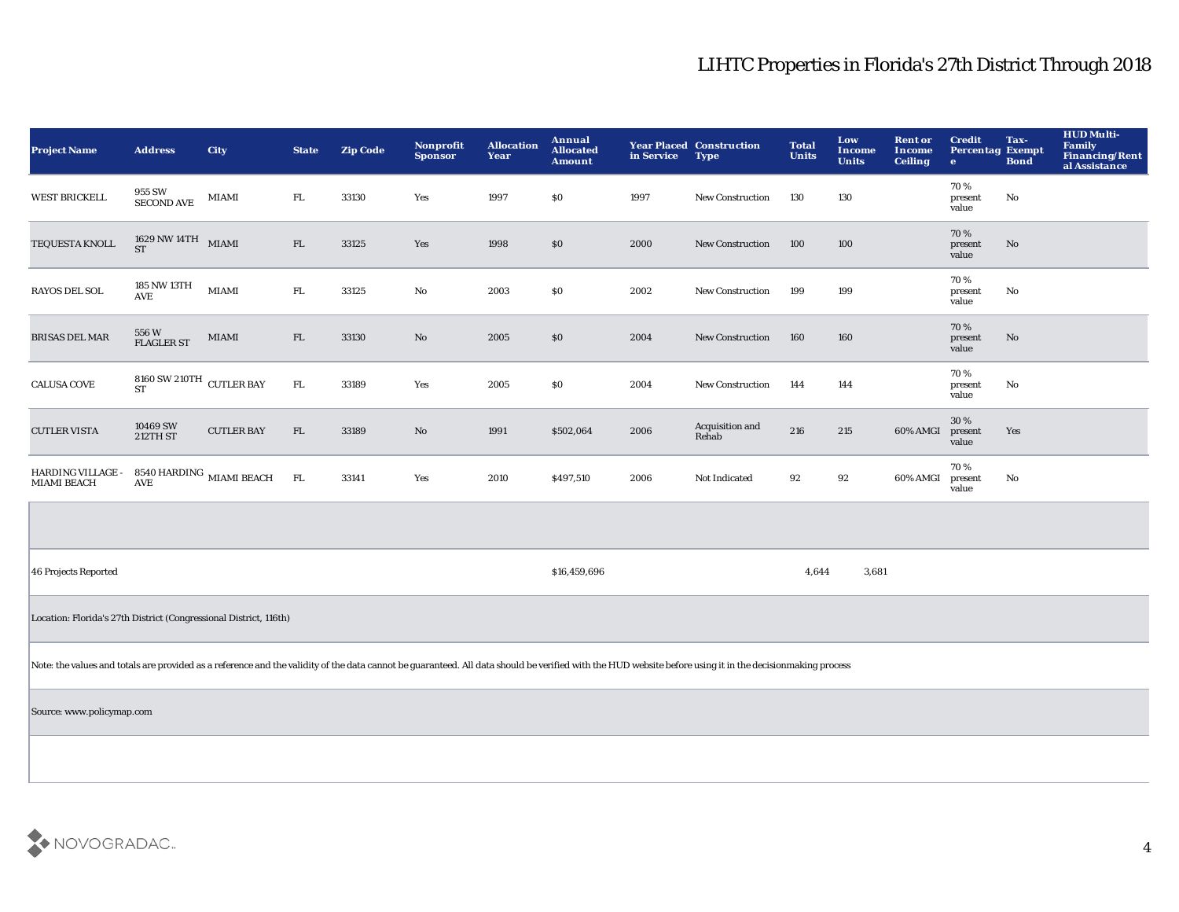# LIHTC Properties in Florida's 27th District Through 2018

| Project Name | Address | City | State | Zip Code | Nonprofit Sponsor | Allocation Year | Annual Allocated Amount | Year Placed in Service | Construction Type | Total Units | Low Income Units | Rent or Income Ceiling | Credit Percentage | Tax-Exempt Bond | HUD Multi-Family Financing/Rental Assistance |
|---|---|---|---|---|---|---|---|---|---|---|---|---|---|---|---|
| WEST BRICKELL | 955 SW SECOND AVE | MIAMI | FL | 33130 | Yes | 1997 | $0 | 1997 | New Construction | 130 | 130 | | 70 % present value | No | |
| TEQUESTA KNOLL | 1629 NW 14TH ST | MIAMI | FL | 33125 | Yes | 1998 | $0 | 2000 | New Construction | 100 | 100 | | 70 % present value | No | |
| RAYOS DEL SOL | 185 NW 13TH AVE | MIAMI | FL | 33125 | No | 2003 | $0 | 2002 | New Construction | 199 | 199 | | 70 % present value | No | |
| BRISAS DEL MAR | 556 W FLAGLER ST | MIAMI | FL | 33130 | No | 2005 | $0 | 2004 | New Construction | 160 | 160 | | 70 % present value | No | |
| CALUSA COVE | 8160 SW 210TH ST | CUTLER BAY | FL | 33189 | Yes | 2005 | $0 | 2004 | New Construction | 144 | 144 | | 70 % present value | No | |
| CUTLER VISTA | 10469 SW 212TH ST | CUTLER BAY | FL | 33189 | No | 1991 | $502,064 | 2006 | Acquisition and Rehab | 216 | 215 | 60% AMGI | 30 % present value | Yes | |
| HARDING VILLAGE - MIAMI BEACH | 8540 HARDING AVE | MIAMI BEACH | FL | 33141 | Yes | 2010 | $497,510 | 2006 | Not Indicated | 92 | 92 | 60% AMGI | 70 % present value | No | |
| | | | | | | | | | | | | | | | |
| 46 Projects Reported | | | | | | | $16,459,696 | | | 4,644 | 3,681 | | | | |

Location: Florida's 27th District (Congressional District, 116th)

Note: the values and totals are provided as a reference and the validity of the data cannot be guaranteed. All data should be verified with the HUD website before using it in the decisionmaking process

Source: www.policymap.com